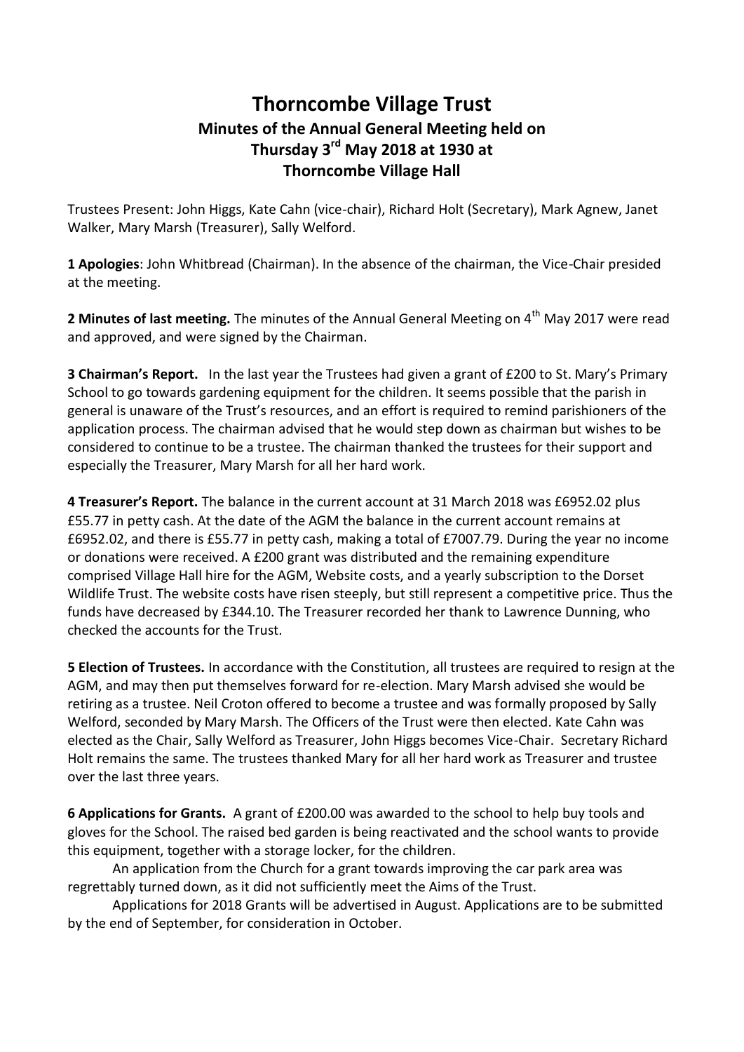# Thorncombe Village Trust

## Minutes of the Annual General Meeting held on Thursday 3rd May 2018 at 1930 at Thorncombe Village Hall

Trustees Present: John Higgs, Kate Cahn (vice-chair), Richard Holt (Secretary), Mark Agnew, Janet Walker, Mary Marsh (Treasurer), Sally Welford.

**1 Apologies**: John Whitbread (Chairman). In the absence of the chairman, the Vice-Chair presided at the meeting.

**2 Minutes of last meeting.** The minutes of the Annual General Meeting on 4th May 2017 were read and approved, and were signed by the Chairman.

**3 Chairman's Report.** In the last year the Trustees had given a grant of £200 to St. Mary's Primary School to go towards gardening equipment for the children. It seems possible that the parish in general is unaware of the Trust's resources, and an effort is required to remind parishioners of the application process. The chairman advised that he would step down as chairman but wishes to be considered to continue to be a trustee. The chairman thanked the trustees for their support and especially the Treasurer, Mary Marsh for all her hard work.

**4 Treasurer's Report.** The balance in the current account at 31 March 2018 was £6952.02 plus £55.77 in petty cash. At the date of the AGM the balance in the current account remains at £6952.02, and there is £55.77 in petty cash, making a total of £7007.79. During the year no income or donations were received. A £200 grant was distributed and the remaining expenditure comprised Village Hall hire for the AGM, Website costs, and a yearly subscription to the Dorset Wildlife Trust. The website costs have risen steeply, but still represent a competitive price. Thus the funds have decreased by £344.10. The Treasurer recorded her thank to Lawrence Dunning, who checked the accounts for the Trust.

**5 Election of Trustees.** In accordance with the Constitution, all trustees are required to resign at the AGM, and may then put themselves forward for re-election. Mary Marsh advised she would be retiring as a trustee. Neil Croton offered to become a trustee and was formally proposed by Sally Welford, seconded by Mary Marsh. The Officers of the Trust were then elected. Kate Cahn was elected as the Chair, Sally Welford as Treasurer, John Higgs becomes Vice-Chair. Secretary Richard Holt remains the same. The trustees thanked Mary for all her hard work as Treasurer and trustee over the last three years.

**6 Applications for Grants.** A grant of £200.00 was awarded to the school to help buy tools and gloves for the School. The raised bed garden is being reactivated and the school wants to provide this equipment, together with a storage locker, for the children.

An application from the Church for a grant towards improving the car park area was regrettably turned down, as it did not sufficiently meet the Aims of the Trust.

Applications for 2018 Grants will be advertised in August. Applications are to be submitted by the end of September, for consideration in October.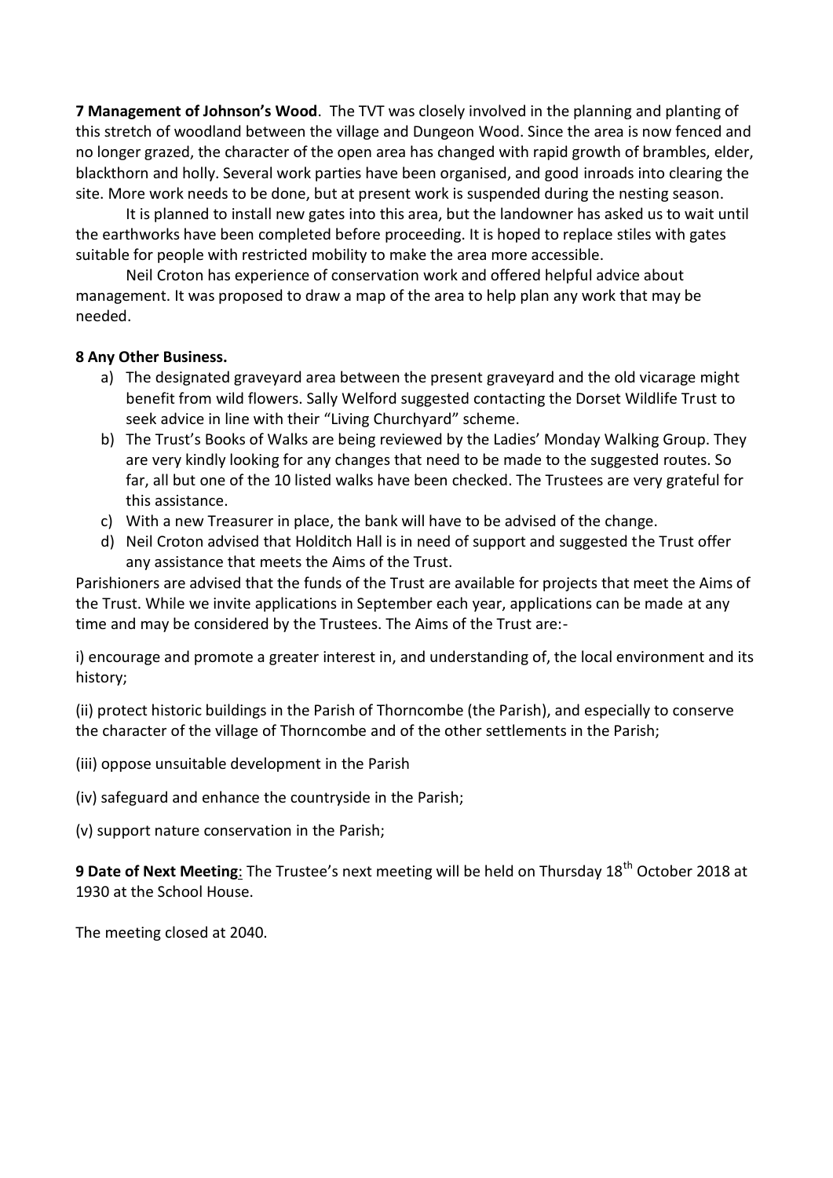**7 Management of Johnson's Wood**. The TVT was closely involved in the planning and planting of this stretch of woodland between the village and Dungeon Wood. Since the area is now fenced and no longer grazed, the character of the open area has changed with rapid growth of brambles, elder, blackthorn and holly. Several work parties have been organised, and good inroads into clearing the site. More work needs to be done, but at present work is suspended during the nesting season.

It is planned to install new gates into this area, but the landowner has asked us to wait until the earthworks have been completed before proceeding. It is hoped to replace stiles with gates suitable for people with restricted mobility to make the area more accessible.

Neil Croton has experience of conservation work and offered helpful advice about management. It was proposed to draw a map of the area to help plan any work that may be needed.

**8 Any Other Business.**

a) The designated graveyard area between the present graveyard and the old vicarage might benefit from wild flowers. Sally Welford suggested contacting the Dorset Wildlife Trust to seek advice in line with their "Living Churchyard" scheme.
b) The Trust's Books of Walks are being reviewed by the Ladies' Monday Walking Group. They are very kindly looking for any changes that need to be made to the suggested routes. So far, all but one of the 10 listed walks have been checked. The Trustees are very grateful for this assistance.
c) With a new Treasurer in place, the bank will have to be advised of the change.
d) Neil Croton advised that Holditch Hall is in need of support and suggested the Trust offer any assistance that meets the Aims of the Trust.

Parishioners are advised that the funds of the Trust are available for projects that meet the Aims of the Trust. While we invite applications in September each year, applications can be made at any time and may be considered by the Trustees. The Aims of the Trust are:-

i) encourage and promote a greater interest in, and understanding of, the local environment and its history;

(ii) protect historic buildings in the Parish of Thorncombe (the Parish), and especially to conserve the character of the village of Thorncombe and of the other settlements in the Parish;

(iii) oppose unsuitable development in the Parish

(iv) safeguard and enhance the countryside in the Parish;

(v) support nature conservation in the Parish;

**9 Date of Next Meeting**: The Trustee's next meeting will be held on Thursday 18th October 2018 at 1930 at the School House.

The meeting closed at 2040.